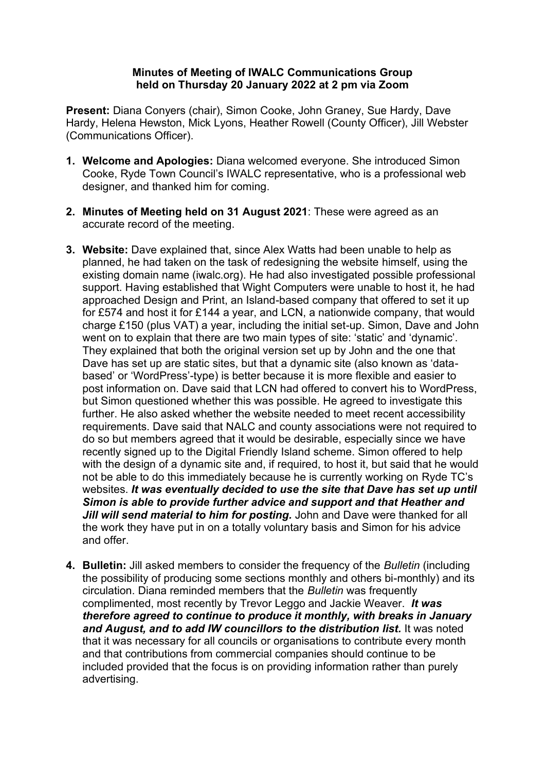**Minutes of Meeting of IWALC Communications Group**
**held on Thursday 20 January 2022 at 2 pm via Zoom**

**Present:** Diana Conyers (chair), Simon Cooke, John Graney, Sue Hardy, Dave Hardy, Helena Hewston, Mick Lyons, Heather Rowell (County Officer), Jill Webster (Communications Officer).

1. **Welcome and Apologies:** Diana welcomed everyone. She introduced Simon Cooke, Ryde Town Council's IWALC representative, who is a professional web designer, and thanked him for coming.

2. **Minutes of Meeting held on 31 August 2021**: These were agreed as an accurate record of the meeting.

3. **Website:** Dave explained that, since Alex Watts had been unable to help as planned, he had taken on the task of redesigning the website himself, using the existing domain name (iwalc.org). He had also investigated possible professional support. Having established that Wight Computers were unable to host it, he had approached Design and Print, an Island-based company that offered to set it up for £574 and host it for £144 a year, and LCN, a nationwide company, that would charge £150 (plus VAT) a year, including the initial set-up. Simon, Dave and John went on to explain that there are two main types of site: 'static' and 'dynamic'. They explained that both the original version set up by John and the one that Dave has set up are static sites, but that a dynamic site (also known as 'data-based' or 'WordPress'-type) is better because it is more flexible and easier to post information on. Dave said that LCN had offered to convert his to WordPress, but Simon questioned whether this was possible. He agreed to investigate this further. He also asked whether the website needed to meet recent accessibility requirements. Dave said that NALC and county associations were not required to do so but members agreed that it would be desirable, especially since we have recently signed up to the Digital Friendly Island scheme. Simon offered to help with the design of a dynamic site and, if required, to host it, but said that he would not be able to do this immediately because he is currently working on Ryde TC's websites. ***It was eventually decided to use the site that Dave has set up until Simon is able to provide further advice and support and that Heather and Jill will send material to him for posting.*** John and Dave were thanked for all the work they have put in on a totally voluntary basis and Simon for his advice and offer.

4. **Bulletin:** Jill asked members to consider the frequency of the *Bulletin* (including the possibility of producing some sections monthly and others bi-monthly) and its circulation. Diana reminded members that the *Bulletin* was frequently complimented, most recently by Trevor Leggo and Jackie Weaver. ***It was therefore agreed to continue to produce it monthly, with breaks in January and August, and to add IW councillors to the distribution list.*** It was noted that it was necessary for all councils or organisations to contribute every month and that contributions from commercial companies should continue to be included provided that the focus is on providing information rather than purely advertising.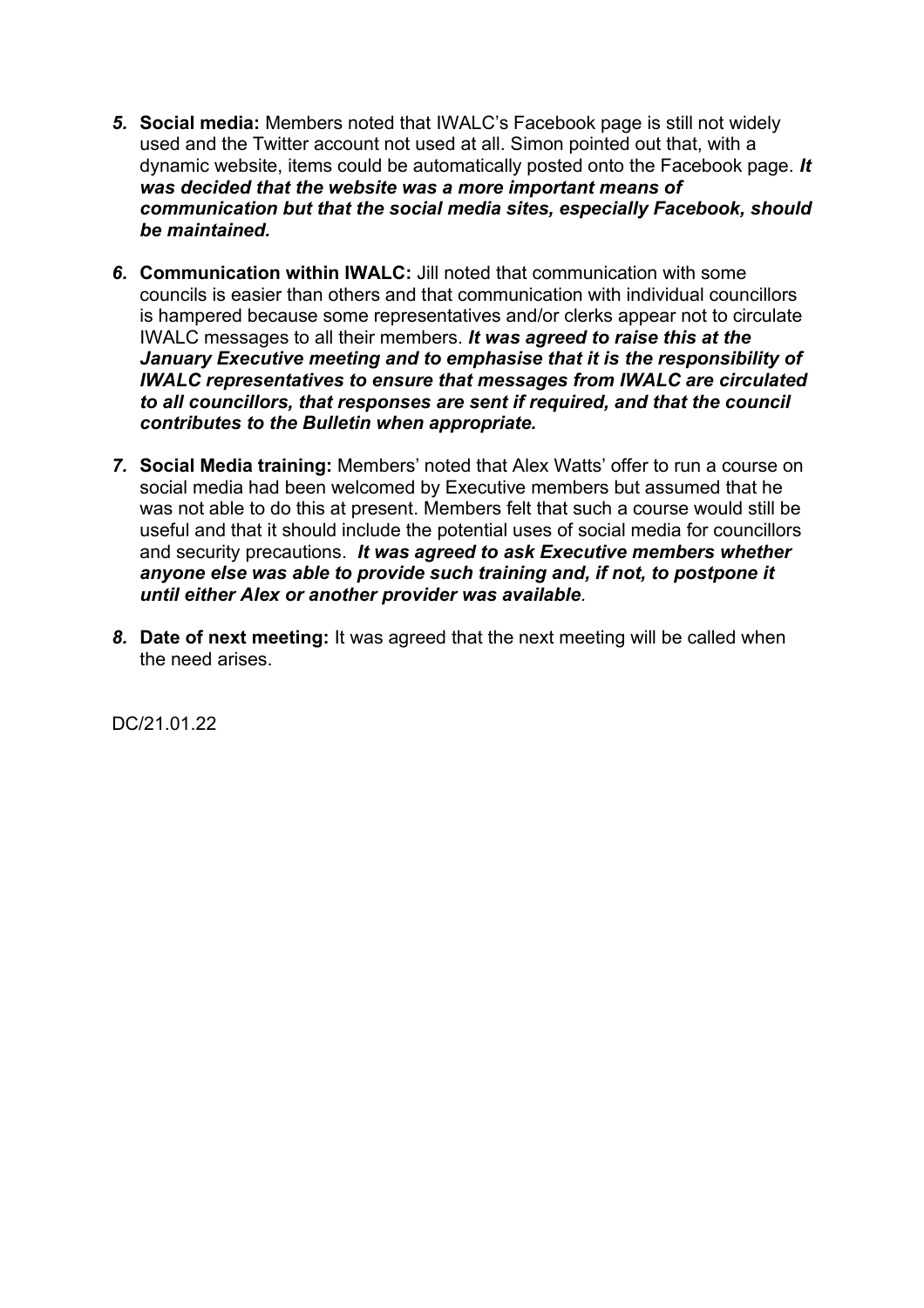5. **Social media:** Members noted that IWALC's Facebook page is still not widely used and the Twitter account not used at all. Simon pointed out that, with a dynamic website, items could be automatically posted onto the Facebook page. ***It was decided that the website was a more important means of communication but that the social media sites, especially Facebook, should be maintained.***

6. **Communication within IWALC:** Jill noted that communication with some councils is easier than others and that communication with individual councillors is hampered because some representatives and/or clerks appear not to circulate IWALC messages to all their members. ***It was agreed to raise this at the January Executive meeting and to emphasise that it is the responsibility of IWALC representatives to ensure that messages from IWALC are circulated to all councillors, that responses are sent if required, and that the council contributes to the Bulletin when appropriate.***

7. **Social Media training:** Members' noted that Alex Watts' offer to run a course on social media had been welcomed by Executive members but assumed that he was not able to do this at present. Members felt that such a course would still be useful and that it should include the potential uses of social media for councillors and security precautions. ***It was agreed to ask Executive members whether anyone else was able to provide such training and, if not, to postpone it until either Alex or another provider was available.***

8. **Date of next meeting:** It was agreed that the next meeting will be called when the need arises.

DC/21.01.22